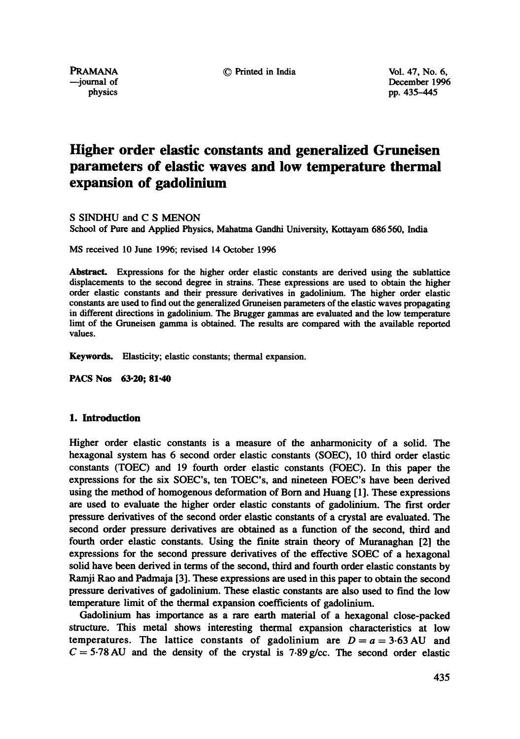# Higher order elastic constants and generalized Gruneisen parameters of elastic waves and low temperature thermal expansion of gadolinium

S SINDHU and C S MENON

School of Pure and Applied Physics, Mahatma Gandhi University, Kottayam 686 560, India

MS received 10 June 1996; revised 14 October 1996

**Abstract.** Expressions for the higher order elastic constants are derived using the sublattice displacements to the second degree in strains. These expressions are used to obtain the higher order elastic constants and their pressure derivatives in gadolinium. The higher order elastic constants are used to find out the generalized Gruneisen parameters of the elastic waves propagating in different directions in gadolinium. The Brugger gammas are evaluated and the low temperature limt of the Gruneisen gamma is obtained. The results are compared with the available reported values.

**Keywords.** Elasticity; elastic constants; thermal expansion.

**PACS Nos** 63·20; 81·40

## 1. Introduction

Higher order elastic constants is a measure of the anharmonicity of a solid. The hexagonal system has 6 second order elastic constants (SOEC), 10 third order elastic constants (TOEC) and 19 fourth order elastic constants (FOEC). In this paper the expressions for the six SOEC's, ten TOEC's, and nineteen FOEC's have been derived using the method of homogenous deformation of Born and Huang [1]. These expressions are used to evaluate the higher order elastic constants of gadolinium. The first order pressure derivatives of the second order elastic constants of a crystal are evaluated. The second order pressure derivatives are obtained as a function of the second, third and fourth order elastic constants. Using the finite strain theory of Muranaghan [2] the expressions for the second pressure derivatives of the effective SOEC of a hexagonal solid have been derived in terms of the second, third and fourth order elastic constants by Ramji Rao and Padmaja [3]. These expressions are used in this paper to obtain the second pressure derivatives of gadolinium. These elastic constants are also used to find the low temperature limit of the thermal expansion coefficients of gadolinium.

Gadolinium has importance as a rare earth material of a hexagonal close-packed structure. This metal shows interesting thermal expansion characteristics at low temperatures. The lattice constants of gadolinium are $D = a = 3{\cdot}63$ AU and $C = 5{\cdot}78$ AU and the density of the crystal is $7{\cdot}89$ g/cc. The second order elastic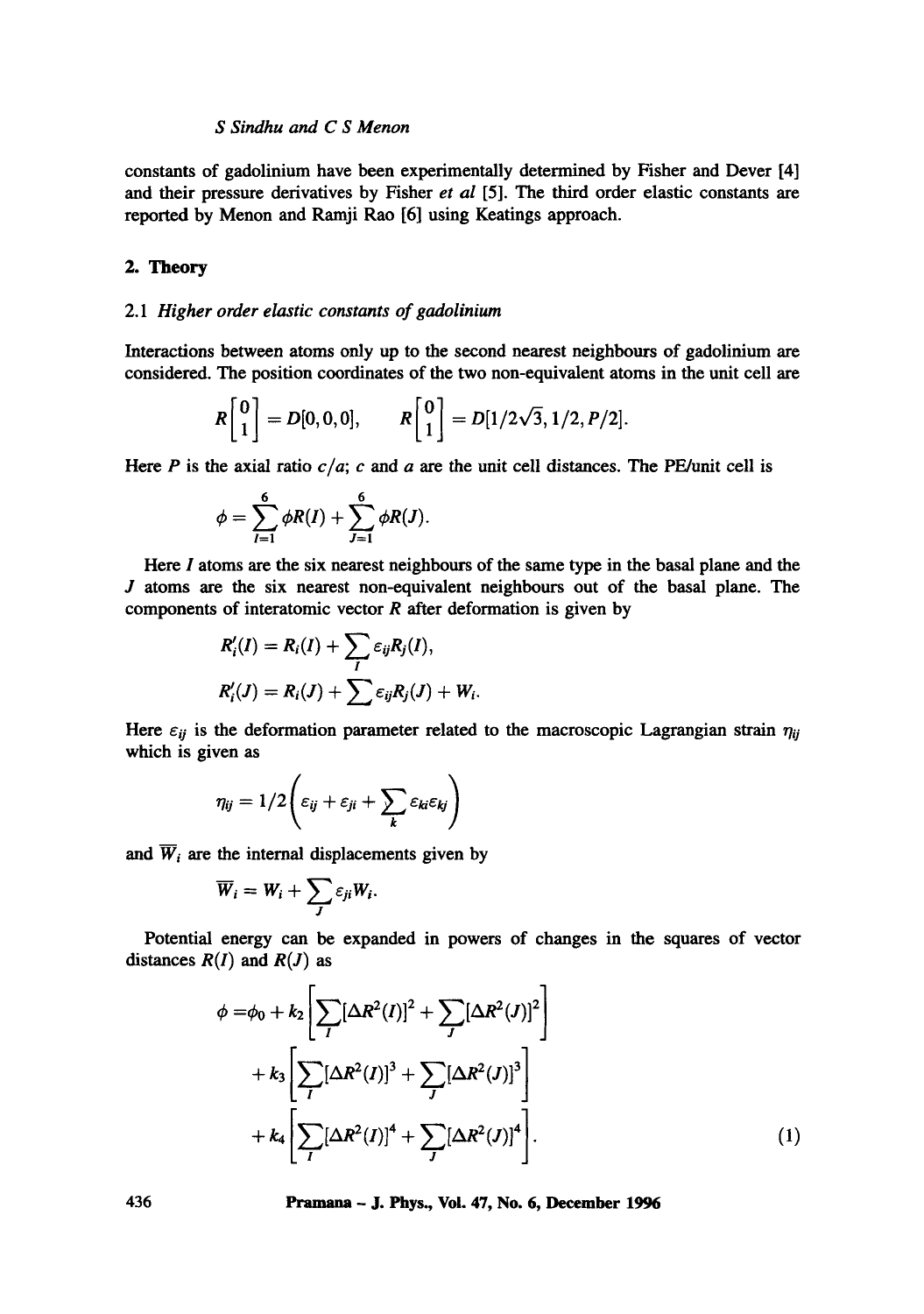constants of gadolinium have been experimentally determined by Fisher and Dever [4] and their pressure derivatives by Fisher *et al* [5]. The third order elastic constants are reported by Menon and Ramji Rao [6] using Keatings approach.

## 2. Theory

### 2.1 *Higher order elastic constants of gadolinium*

Interactions between atoms only up to the second nearest neighbours of gadolinium are considered. The position coordinates of the two non-equivalent atoms in the unit cell are

$$R\begin{bmatrix}0\\1\end{bmatrix} = D[0,0,0], \qquad R\begin{bmatrix}0\\1\end{bmatrix} = D[1/2\sqrt{3}, 1/2, P/2].$$

Here $P$ is the axial ratio $c/a$; $c$ and $a$ are the unit cell distances. The PE/unit cell is

$$\phi = \sum_{I=1}^{6} \phi R(I) + \sum_{J=1}^{6} \phi R(J).$$

Here $I$ atoms are the six nearest neighbours of the same type in the basal plane and the $J$ atoms are the six nearest non-equivalent neighbours out of the basal plane. The components of interatomic vector $R$ after deformation is given by

$$R_i'(I) = R_i(I) + \sum_I \varepsilon_{ij} R_j(I),$$

$$R_i'(J) = R_i(J) + \sum \varepsilon_{ij} R_j(J) + W_i.$$

Here $\varepsilon_{ij}$ is the deformation parameter related to the macroscopic Lagrangian strain $\eta_{ij}$ which is given as

$$\eta_{ij} = 1/2\left(\varepsilon_{ij} + \varepsilon_{ji} + \sum_k \varepsilon_{ki}\varepsilon_{kj}\right)$$

and $\overline{W}_i$ are the internal displacements given by

$$\overline{W}_i = W_i + \sum_J \varepsilon_{ji} W_i.$$

Potential energy can be expanded in powers of changes in the squares of vector distances $R(I)$ and $R(J)$ as

$$\begin{aligned}
\phi = {} & \phi_0 + k_2\left[\sum_I [\Delta R^2(I)]^2 + \sum_J [\Delta R^2(J)]^2\right] \\
& + k_3\left[\sum_I [\Delta R^2(I)]^3 + \sum_J [\Delta R^2(J)]^3\right] \\
& + k_4\left[\sum_I [\Delta R^2(I)]^4 + \sum_J [\Delta R^2(J)]^4\right].
\end{aligned} \tag{1}$$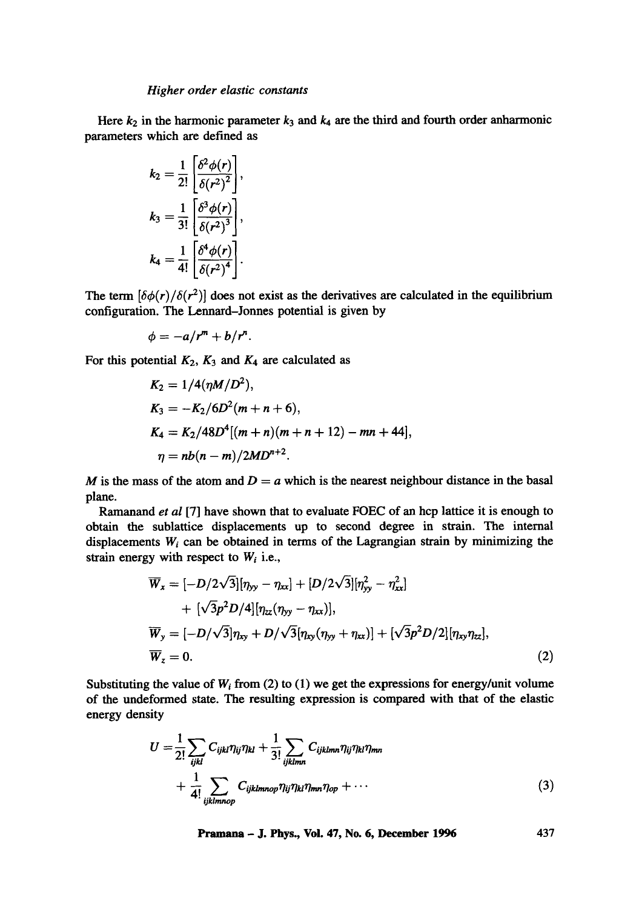Here $k_2$ in the harmonic parameter $k_3$ and $k_4$ are the third and fourth order anharmonic parameters which are defined as

$$k_2 = \frac{1}{2!}\left[\frac{\delta^2\phi(r)}{\delta(r^2)^2}\right],$$

$$k_3 = \frac{1}{3!}\left[\frac{\delta^3\phi(r)}{\delta(r^2)^3}\right],$$

$$k_4 = \frac{1}{4!}\left[\frac{\delta^4\phi(r)}{\delta(r^2)^4}\right].$$

The term $[\delta\phi(r)/\delta(r^2)]$ does not exist as the derivatives are calculated in the equilibrium configuration. The Lennard–Jonnes potential is given by

$$\phi = -a/r^m + b/r^n.$$

For this potential $K_2$, $K_3$ and $K_4$ are calculated as

$$K_2 = 1/4(\eta M/D^2),$$

$$K_3 = -K_2/6D^2(m+n+6),$$

$$K_4 = K_2/48D^4[(m+n)(m+n+12) - mn + 44],$$

$$\eta = nb(n-m)/2MD^{n+2}.$$

$M$ is the mass of the atom and $D = a$ which is the nearest neighbour distance in the basal plane.

Ramanand *et al* [7] have shown that to evaluate FOEC of an hcp lattice it is enough to obtain the sublattice displacements up to second degree in strain. The internal displacements $W_i$ can be obtained in terms of the Lagrangian strain by minimizing the strain energy with respect to $W_i$ i.e.,

$$\begin{aligned}
\overline{W}_x &= [-D/2\sqrt{3}][\eta_{yy} - \eta_{xx}] + [D/2\sqrt{3}][\eta_{yy}^2 - \eta_{xx}^2] \\
&\quad + [\sqrt{3}p^2D/4][\eta_{zz}(\eta_{yy} - \eta_{xx})], \\
\overline{W}_y &= [-D/\sqrt{3}]\eta_{xy} + D/\sqrt{3}[\eta_{xy}(\eta_{yy} + \eta_{xx})] + [\sqrt{3}p^2D/2][\eta_{xy}\eta_{zz}], \\
\overline{W}_z &= 0.
\end{aligned} \tag{2}$$

Substituting the value of $W_i$ from (2) to (1) we get the expressions for energy/unit volume of the undeformed state. The resulting expression is compared with that of the elastic energy density

$$\begin{aligned}
U &= \frac{1}{2!}\sum_{ijkl} C_{ijkl}\eta_{ij}\eta_{kl} + \frac{1}{3!}\sum_{ijklmn} C_{ijklmn}\eta_{ij}\eta_{kl}\eta_{mn} \\
&\quad + \frac{1}{4!}\sum_{ijklmnop} C_{ijklmnop}\eta_{ij}\eta_{kl}\eta_{mn}\eta_{op} + \cdots
\end{aligned} \tag{3}$$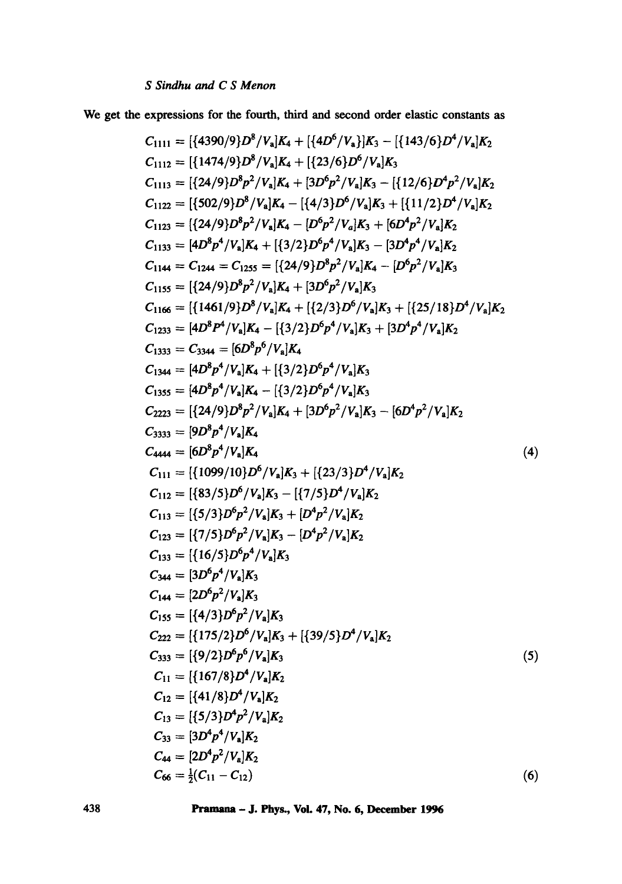We get the expressions for the fourth, third and second order elastic constants as

$$
\begin{aligned}
C_{1111} &= [\{4390/9\}D^8/V_a]K_4 + [\{4D^6/V_a\}]K_3 - [\{143/6\}D^4/V_a]K_2 \\
C_{1112} &= [\{1474/9\}D^8/V_a]K_4 + [\{23/6\}D^6/V_a]K_3 \\
C_{1113} &= [\{24/9\}D^8p^2/V_a]K_4 + [3D^6p^2/V_a]K_3 - [\{12/6\}D^4p^2/V_a]K_2 \\
C_{1122} &= [\{502/9\}D^8/V_a]K_4 - [\{4/3\}D^6/V_a]K_3 + [\{11/2\}D^4/V_a]K_2 \\
C_{1123} &= [\{24/9\}D^8p^2/V_a]K_4 - [D^6p^2/V_a]K_3 + [6D^4p^2/V_a]K_2 \\
C_{1133} &= [4D^8p^4/V_a]K_4 + [\{3/2\}D^6p^4/V_a]K_3 - [3D^4p^4/V_a]K_2 \\
C_{1144} &= C_{1244} = C_{1255} = [\{24/9\}D^8p^2/V_a]K_4 - [D^6p^2/V_a]K_3 \\
C_{1155} &= [\{24/9\}D^8p^2/V_a]K_4 + [3D^6p^2/V_a]K_3 \\
C_{1166} &= [\{1461/9\}D^8/V_a]K_4 + [\{2/3\}D^6/V_a]K_3 + [\{25/18\}D^4/V_a]K_2 \\
C_{1233} &= [4D^8P^4/V_a]K_4 - [\{3/2\}D^6p^4/V_a]K_3 + [3D^4p^4/V_a]K_2 \\
C_{1333} &= C_{3344} = [6D^8p^6/V_a]K_4 \\
C_{1344} &= [4D^8p^4/V_a]K_4 + [\{3/2\}D^6p^4/V_a]K_3 \\
C_{1355} &= [4D^8p^4/V_a]K_4 - [\{3/2\}D^6p^4/V_a]K_3 \\
C_{2223} &= [\{24/9\}D^8p^2/V_a]K_4 + [3D^6p^2/V_a]K_3 - [6D^4p^2/V_a]K_2 \\
C_{3333} &= [9D^8p^4/V_a]K_4 \\
C_{4444} &= [6D^8p^4/V_a]K_4
\end{aligned}
\tag{4}
$$

$$
\begin{aligned}
C_{111} &= [\{1099/10\}D^6/V_a]K_3 + [\{23/3\}D^4/V_a]K_2 \\
C_{112} &= [\{83/5\}D^6/V_a]K_3 - [\{7/5\}D^4/V_a]K_2 \\
C_{113} &= [\{5/3\}D^6p^2/V_a]K_3 + [D^4p^2/V_a]K_2 \\
C_{123} &= [\{7/5\}D^6p^2/V_a]K_3 - [D^4p^2/V_a]K_2 \\
C_{133} &= [\{16/5\}D^6p^4/V_a]K_3 \\
C_{344} &= [3D^6p^4/V_a]K_3 \\
C_{144} &= [2D^6p^2/V_a]K_3 \\
C_{155} &= [\{4/3\}D^6p^2/V_a]K_3 \\
C_{222} &= [\{175/2\}D^6/V_a]K_3 + [\{39/5\}D^4/V_a]K_2 \\
C_{333} &= [\{9/2\}D^6p^6/V_a]K_3
\end{aligned}
\tag{5}
$$

$$
\begin{aligned}
C_{11} &= [\{167/8\}D^4/V_a]K_2 \\
C_{12} &= [\{41/8\}D^4/V_a]K_2 \\
C_{13} &= [\{5/3\}D^4p^2/V_a]K_2 \\
C_{33} &= [3D^4p^4/V_a]K_2 \\
C_{44} &= [2D^4p^2/V_a]K_2 \\
C_{66} &= \tfrac{1}{2}(C_{11} - C_{12})
\end{aligned}
\tag{6}
$$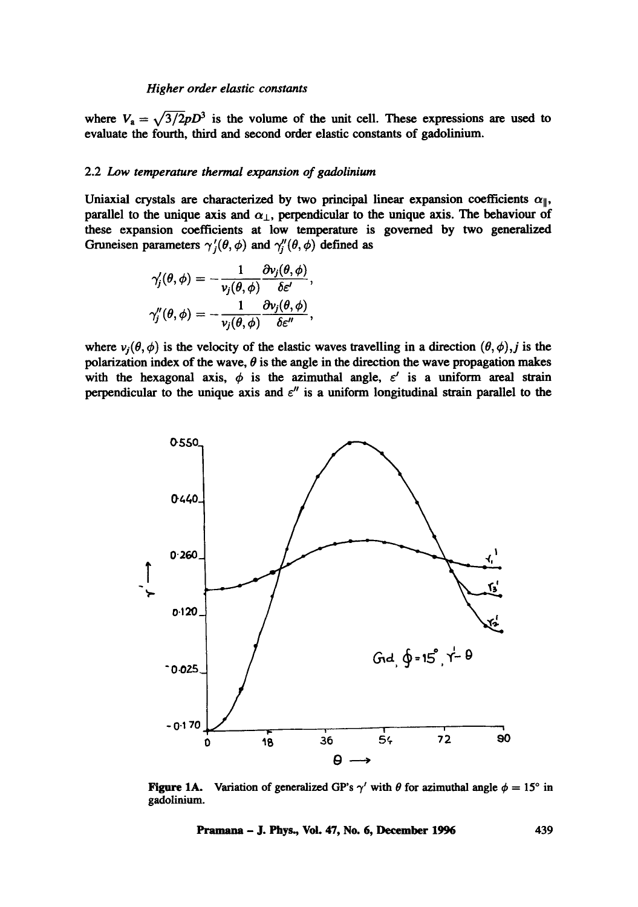where $V_a = \sqrt{3/2}pD^3$ is the volume of the unit cell. These expressions are used to evaluate the fourth, third and second order elastic constants of gadolinium.

### 2.2 *Low temperature thermal expansion of gadolinium*

Uniaxial crystals are characterized by two principal linear expansion coefficients $\alpha_{\parallel}$, parallel to the unique axis and $\alpha_{\perp}$, perpendicular to the unique axis. The behaviour of these expansion coefficients at low temperature is governed by two generalized Gruneisen parameters $\gamma_j'(\theta, \phi)$ and $\gamma_j''(\theta, \phi)$ defined as

$$\gamma_j'(\theta, \phi) = -\frac{1}{v_j(\theta, \phi)} \frac{\partial v_j(\theta, \phi)}{\delta \varepsilon'},$$

$$\gamma_j''(\theta, \phi) = -\frac{1}{v_j(\theta, \phi)} \frac{\partial v_j(\theta, \phi)}{\delta \varepsilon''},$$

where $v_j(\theta, \phi)$ is the velocity of the elastic waves travelling in a direction $(\theta, \phi), j$ is the polarization index of the wave, $\theta$ is the angle in the direction the wave propagation makes with the hexagonal axis, $\phi$ is the azimuthal angle, $\varepsilon'$ is a uniform areal strain perpendicular to the unique axis and $\varepsilon''$ is a uniform longitudinal strain parallel to the

**Figure 1A.** Variation of generalized GP's $\gamma'$ with $\theta$ for azimuthal angle $\phi = 15°$ in gadolinium.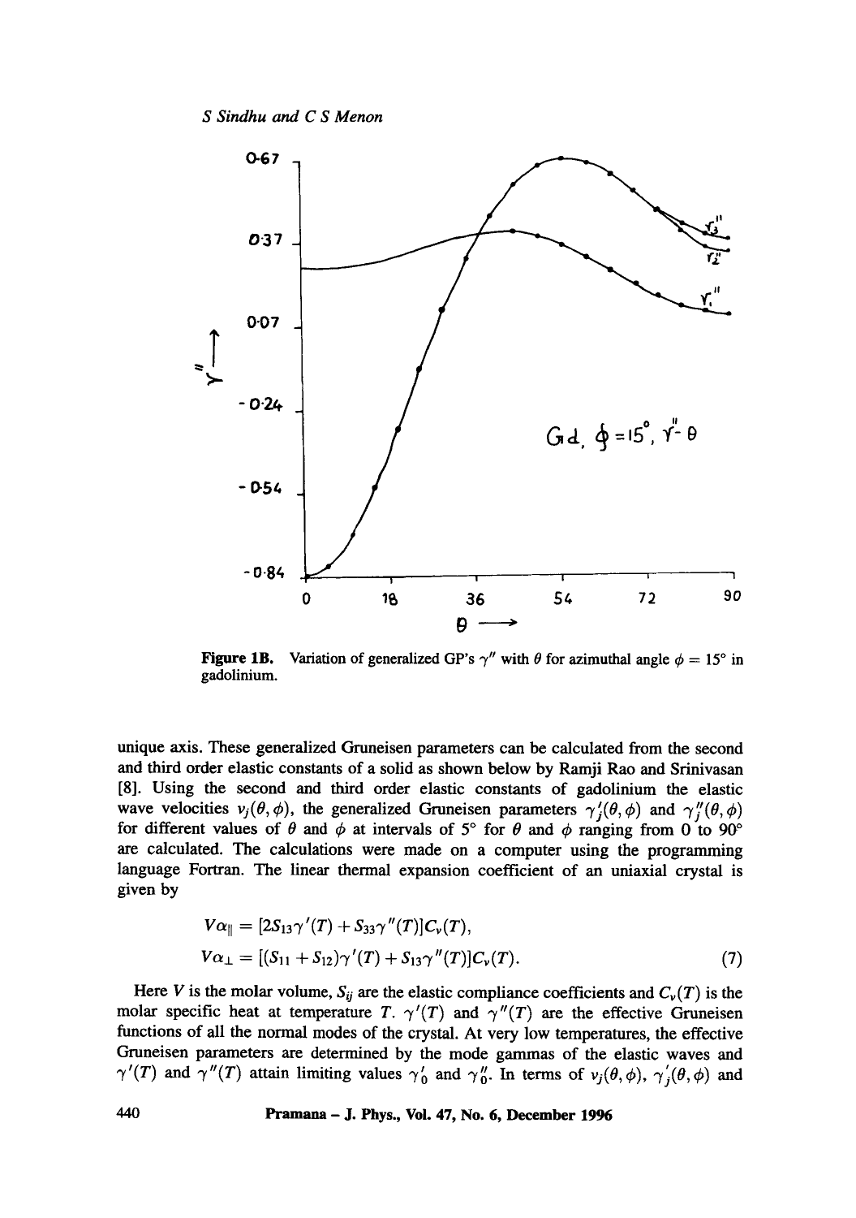**Figure 1B.** Variation of generalized GP's $\gamma''$ with $\theta$ for azimuthal angle $\phi = 15^\circ$ in gadolinium.

unique axis. These generalized Gruneisen parameters can be calculated from the second and third order elastic constants of a solid as shown below by Ramji Rao and Srinivasan [8]. Using the second and third order elastic constants of gadolinium the elastic wave velocities $v_j(\theta, \phi)$, the generalized Gruneisen parameters $\gamma'_j(\theta, \phi)$ and $\gamma''_j(\theta, \phi)$ for different values of $\theta$ and $\phi$ at intervals of 5° for $\theta$ and $\phi$ ranging from 0 to 90° are calculated. The calculations were made on a computer using the programming language Fortran. The linear thermal expansion coefficient of an uniaxial crystal is given by

$$
\begin{aligned}
V\alpha_{\parallel} &= [2S_{13}\gamma'(T) + S_{33}\gamma''(T)]C_v(T), \\
V\alpha_{\perp} &= [(S_{11} + S_{12})\gamma'(T) + S_{13}\gamma''(T)]C_v(T).
\end{aligned} \tag{7}
$$

Here $V$ is the molar volume, $S_{ij}$ are the elastic compliance coefficients and $C_v(T)$ is the molar specific heat at temperature $T$. $\gamma'(T)$ and $\gamma''(T)$ are the effective Gruneisen functions of all the normal modes of the crystal. At very low temperatures, the effective Gruneisen parameters are determined by the mode gammas of the elastic waves and $\gamma'(T)$ and $\gamma''(T)$ attain limiting values $\gamma'_0$ and $\gamma''_0$. In terms of $v_j(\theta, \phi)$, $\gamma'_j(\theta, \phi)$ and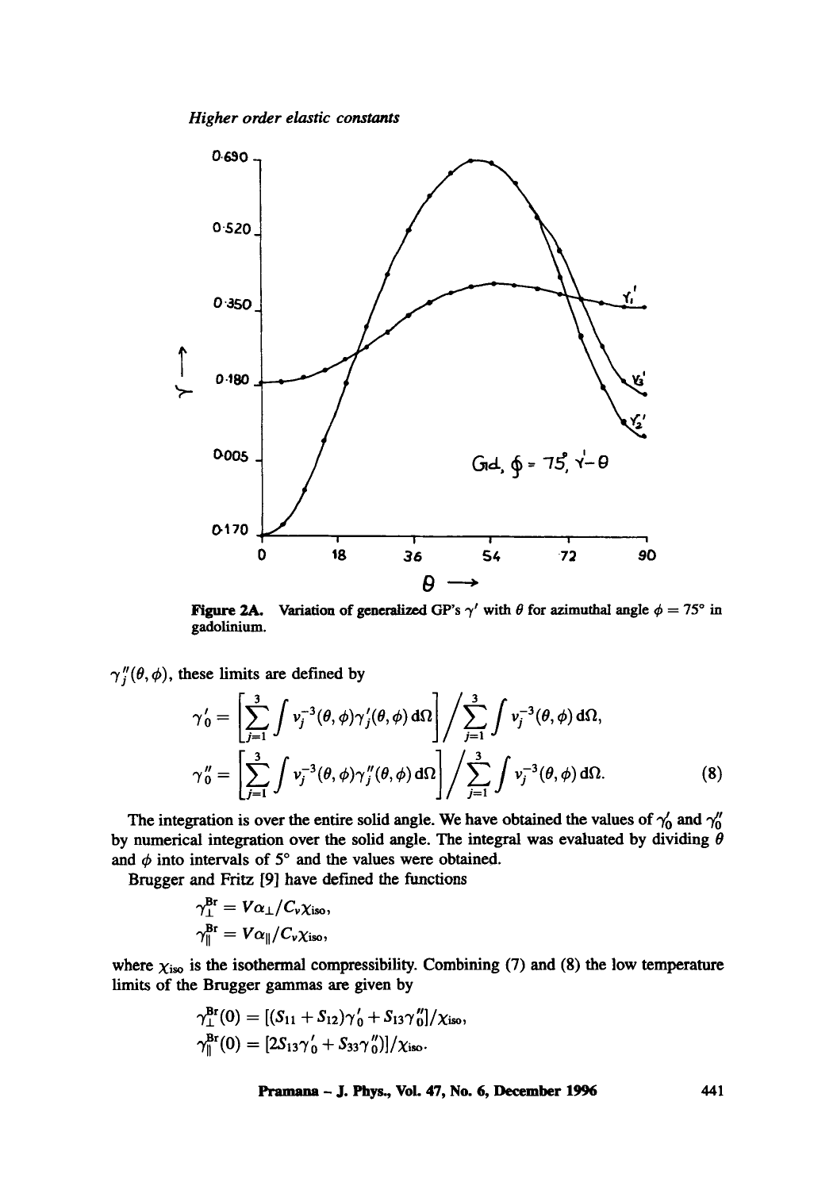**Figure 2A.** Variation of generalized GP's $\gamma'$ with $\theta$ for azimuthal angle $\phi = 75°$ in gadolinium.

$\gamma_j''(\theta, \phi)$, these limits are defined by

$$\gamma_0' = \left[\sum_{j=1}^{3} \int v_j^{-3}(\theta,\phi)\gamma_j'(\theta,\phi)\,d\Omega\right] \Bigg/ \sum_{j=1}^{3} \int v_j^{-3}(\theta,\phi)\,d\Omega,$$

$$\gamma_0'' = \left[\sum_{j=1}^{3} \int v_j^{-3}(\theta,\phi)\gamma_j''(\theta,\phi)\,d\Omega\right] \Bigg/ \sum_{j=1}^{3} \int v_j^{-3}(\theta,\phi)\,d\Omega. \tag{8}$$

The integration is over the entire solid angle. We have obtained the values of $\gamma_0'$ and $\gamma_0''$ by numerical integration over the solid angle. The integral was evaluated by dividing $\theta$ and $\phi$ into intervals of 5° and the values were obtained.

Brugger and Fritz [9] have defined the functions

$$\gamma_{\perp}^{\mathrm{Br}} = V\alpha_{\perp}/C_v\chi_{\mathrm{iso}},$$

$$\gamma_{\parallel}^{\mathrm{Br}} = V\alpha_{\parallel}/C_v\chi_{\mathrm{iso}},$$

where $\chi_{\mathrm{iso}}$ is the isothermal compressibility. Combining (7) and (8) the low temperature limits of the Brugger gammas are given by

$$\gamma_{\perp}^{\mathrm{Br}}(0) = [(S_{11} + S_{12})\gamma_0' + S_{13}\gamma_0'']/\chi_{\mathrm{iso}},$$

$$\gamma_{\parallel}^{\mathrm{Br}}(0) = [2S_{13}\gamma_0' + S_{33}\gamma_0'')]/\chi_{\mathrm{iso}}.$$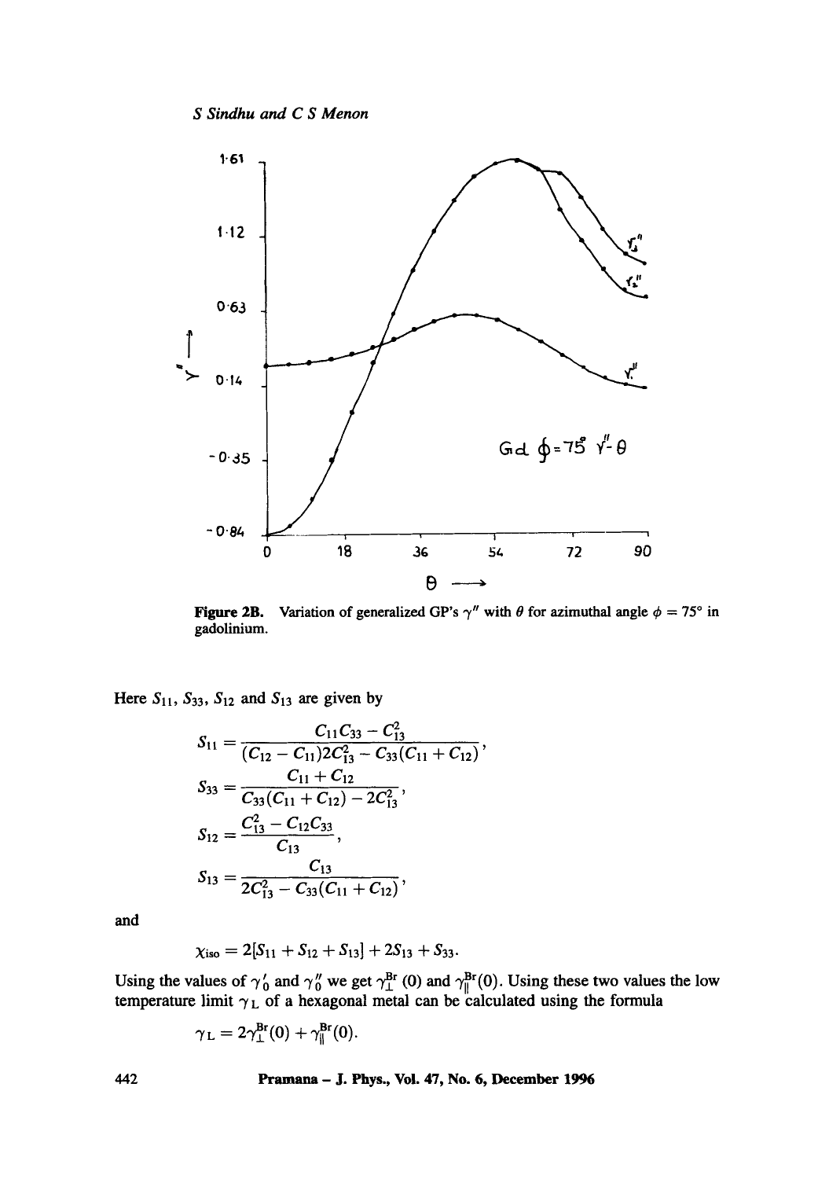**Figure 2B.** Variation of generalized GP's $\gamma''$ with $\theta$ for azimuthal angle $\phi = 75°$ in gadolinium.

Here $S_{11}$, $S_{33}$, $S_{12}$ and $S_{13}$ are given by

$$S_{11} = \frac{C_{11}C_{33} - C_{13}^2}{(C_{12} - C_{11})2C_{13}^2 - C_{33}(C_{11} + C_{12})},$$

$$S_{33} = \frac{C_{11} + C_{12}}{C_{33}(C_{11} + C_{12}) - 2C_{13}^2},$$

$$S_{12} = \frac{C_{13}^2 - C_{12}C_{33}}{C_{13}},$$

$$S_{13} = \frac{C_{13}}{2C_{13}^2 - C_{33}(C_{11} + C_{12})},$$

and

$$\chi_{\text{iso}} = 2[S_{11} + S_{12} + S_{13}] + 2S_{13} + S_{33}.$$

Using the values of $\gamma'_0$ and $\gamma''_0$ we get $\gamma_{\perp}^{\text{Br}}(0)$ and $\gamma_{\parallel}^{\text{Br}}(0)$. Using these two values the low temperature limit $\gamma_{\text{L}}$ of a hexagonal metal can be calculated using the formula

$$\gamma_{\text{L}} = 2\gamma_{\perp}^{\text{Br}}(0) + \gamma_{\parallel}^{\text{Br}}(0).$$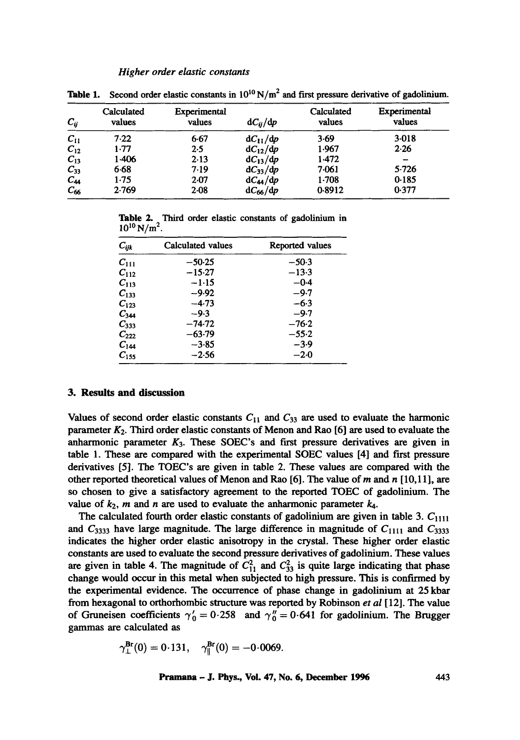**Table 1.** Second order elastic constants in $10^{10}\,N/m^2$ and first pressure derivative of gadolinium.

| $C_{ij}$ | Calculated values | Experimental values | $dC_{ij}/dp$ | Calculated values | Experimental values |
|---|---|---|---|---|---|
| $C_{11}$ | 7·22 | 6·67 | $dC_{11}/dp$ | 3·69 | 3·018 |
| $C_{12}$ | 1·77 | 2·5 | $dC_{12}/dp$ | 1·967 | 2·26 |
| $C_{13}$ | 1·406 | 2·13 | $dC_{13}/dp$ | 1·472 | – |
| $C_{33}$ | 6·68 | 7·19 | $dC_{33}/dp$ | 7·061 | 5·726 |
| $C_{44}$ | 1·75 | 2·07 | $dC_{44}/dp$ | 1·708 | 0·185 |
| $C_{66}$ | 2·769 | 2·08 | $dC_{66}/dp$ | 0·8912 | 0·377 |

**Table 2.** Third order elastic constants of gadolinium in $10^{10}\,N/m^2$.

| $C_{ijk}$ | Calculated values | Reported values |
|---|---|---|
| $C_{111}$ | −50·25 | −50·3 |
| $C_{112}$ | −15·27 | −13·3 |
| $C_{113}$ | −1·15 | −0·4 |
| $C_{133}$ | −9·92 | −9·7 |
| $C_{123}$ | −4·73 | −6·3 |
| $C_{344}$ | −9·3 | −9·7 |
| $C_{333}$ | −74·72 | −76·2 |
| $C_{222}$ | −63·79 | −55·2 |
| $C_{144}$ | −3·85 | −3·9 |
| $C_{155}$ | −2·56 | −2·0 |

## 3. Results and discussion

Values of second order elastic constants $C_{11}$ and $C_{33}$ are used to evaluate the harmonic parameter $K_2$. Third order elastic constants of Menon and Rao [6] are used to evaluate the anharmonic parameter $K_3$. These SOEC's and first pressure derivatives are given in table 1. These are compared with the experimental SOEC values [4] and first pressure derivatives [5]. The TOEC's are given in table 2. These values are compared with the other reported theoretical values of Menon and Rao [6]. The value of $m$ and $n$ [10,11], are so chosen to give a satisfactory agreement to the reported TOEC of gadolinium. The value of $k_2$, $m$ and $n$ are used to evaluate the anharmonic parameter $k_4$.

The calculated fourth order elastic constants of gadolinium are given in table 3. $C_{1111}$ and $C_{3333}$ have large magnitude. The large difference in magnitude of $C_{1111}$ and $C_{3333}$ indicates the higher order elastic anisotropy in the crystal. These higher order elastic constants are used to evaluate the second pressure derivatives of gadolinium. These values are given in table 4. The magnitude of $C_{11}^{2}$ and $C_{33}^{2}$ is quite large indicating that phase change would occur in this metal when subjected to high pressure. This is confirmed by the experimental evidence. The occurrence of phase change in gadolinium at 25 kbar from hexagonal to orthorhombic structure was reported by Robinson *et al* [12]. The value of Gruneisen coefficients $\gamma_0' = 0{\cdot}258$ and $\gamma_0'' = 0{\cdot}641$ for gadolinium. The Brugger gammas are calculated as

$$\gamma_{\perp}^{\mathrm{Br}}(0) = 0{\cdot}131, \quad \gamma_{\parallel}^{\mathrm{Br}}(0) = -0{\cdot}0069.$$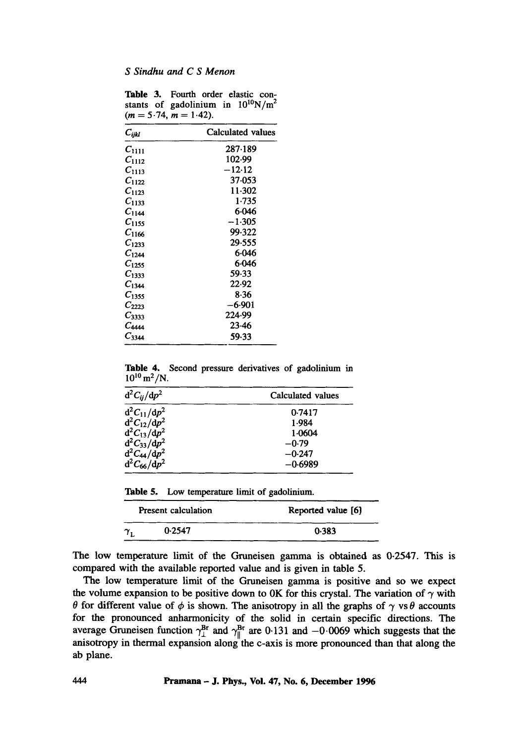**Table 3.** Fourth order elastic constants of gadolinium in $10^{10}$N/m$^2$ ($m = 5.74$, $m = 1.42$).

| $C_{ijkl}$ | Calculated values |
|---|---|
| $C_{1111}$ | 287·189 |
| $C_{1112}$ | 102·99 |
| $C_{1113}$ | −12·12 |
| $C_{1122}$ | 37·053 |
| $C_{1123}$ | 11·302 |
| $C_{1133}$ | 1·735 |
| $C_{1144}$ | 6·046 |
| $C_{1155}$ | −1·305 |
| $C_{1166}$ | 99·322 |
| $C_{1233}$ | 29·555 |
| $C_{1244}$ | 6·046 |
| $C_{1255}$ | 6·046 |
| $C_{1333}$ | 59·33 |
| $C_{1344}$ | 22·92 |
| $C_{1355}$ | 8·36 |
| $C_{2223}$ | −6·901 |
| $C_{3333}$ | 224·99 |
| $C_{4444}$ | 23·46 |
| $C_{3344}$ | 59·33 |

**Table 4.** Second pressure derivatives of gadolinium in $10^{10}$ m$^2$/N.

| $d^2C_{ij}/dp^2$ | Calculated values |
|---|---|
| $d^2C_{11}/dp^2$ | 0·7417 |
| $d^2C_{12}/dp^2$ | 1·984 |
| $d^2C_{13}/dp^2$ | 1·0604 |
| $d^2C_{33}/dp^2$ | −0·79 |
| $d^2C_{44}/dp^2$ | −0·247 |
| $d^2C_{66}/dp^2$ | −0·6989 |

**Table 5.** Low temperature limit of gadolinium.

| | Present calculation | Reported value [6] |
|---|---|---|
| $\gamma_L$ | 0·2547 | 0·383 |

The low temperature limit of the Gruneisen gamma is obtained as 0·2547. This is compared with the available reported value and is given in table 5.

The low temperature limit of the Gruneisen gamma is positive and so we expect the volume expansion to be positive down to 0K for this crystal. The variation of $\gamma$ with $\theta$ for different value of $\phi$ is shown. The anisotropy in all the graphs of $\gamma$ vs $\theta$ accounts for the pronounced anharmonicity of the solid in certain specific directions. The average Gruneisen function $\gamma_{\perp}^{Br}$ and $\gamma_{\parallel}^{Br}$ are 0·131 and −0·0069 which suggests that the anisotropy in thermal expansion along the c-axis is more pronounced than that along the ab plane.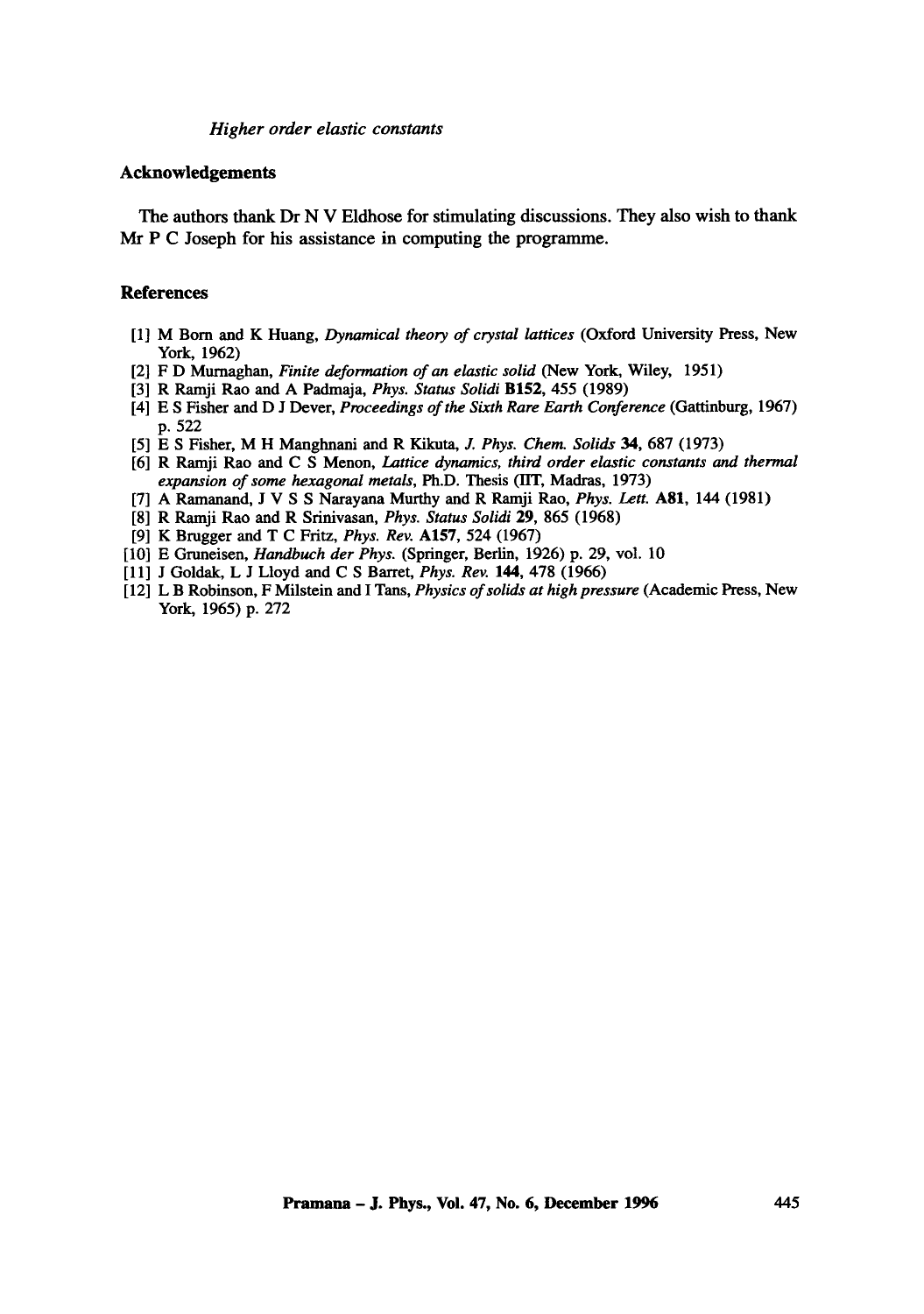## Acknowledgements

The authors thank Dr N V Eldhose for stimulating discussions. They also wish to thank Mr P C Joseph for his assistance in computing the programme.

## References

[1] M Born and K Huang, *Dynamical theory of crystal lattices* (Oxford University Press, New York, 1962)

[2] F D Murnaghan, *Finite deformation of an elastic solid* (New York, Wiley, 1951)

[3] R Ramji Rao and A Padmaja, *Phys. Status Solidi* **B152**, 455 (1989)

[4] E S Fisher and D J Dever, *Proceedings of the Sixth Rare Earth Conference* (Gattinburg, 1967) p. 522

[5] E S Fisher, M H Manghnani and R Kikuta, *J. Phys. Chem. Solids* **34**, 687 (1973)

[6] R Ramji Rao and C S Menon, *Lattice dynamics, third order elastic constants and thermal expansion of some hexagonal metals*, Ph.D. Thesis (IIT, Madras, 1973)

[7] A Ramanand, J V S S Narayana Murthy and R Ramji Rao, *Phys. Lett.* **A81**, 144 (1981)

[8] R Ramji Rao and R Srinivasan, *Phys. Status Solidi* **29**, 865 (1968)

[9] K Brugger and T C Fritz, *Phys. Rev.* **A157**, 524 (1967)

[10] E Gruneisen, *Handbuch der Phys.* (Springer, Berlin, 1926) p. 29, vol. 10

[11] J Goldak, L J Lloyd and C S Barret, *Phys. Rev.* **144**, 478 (1966)

[12] L B Robinson, F Milstein and I Tans, *Physics of solids at high pressure* (Academic Press, New York, 1965) p. 272